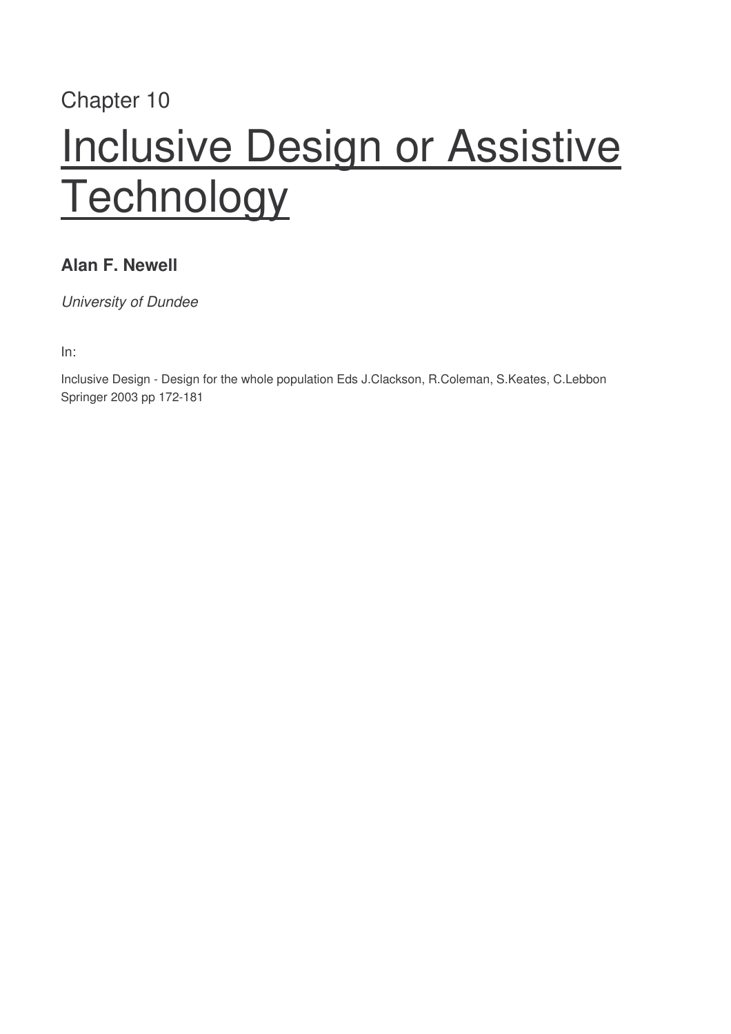Chapter 10

# Inclusive Design or Assistive Technology

**Alan F. Newell**

*University of Dundee*

In:

Inclusive Design - Design for the whole population Eds J.Clackson, R.Coleman, S.Keates, C.Lebbon Springer 2003 pp 172-181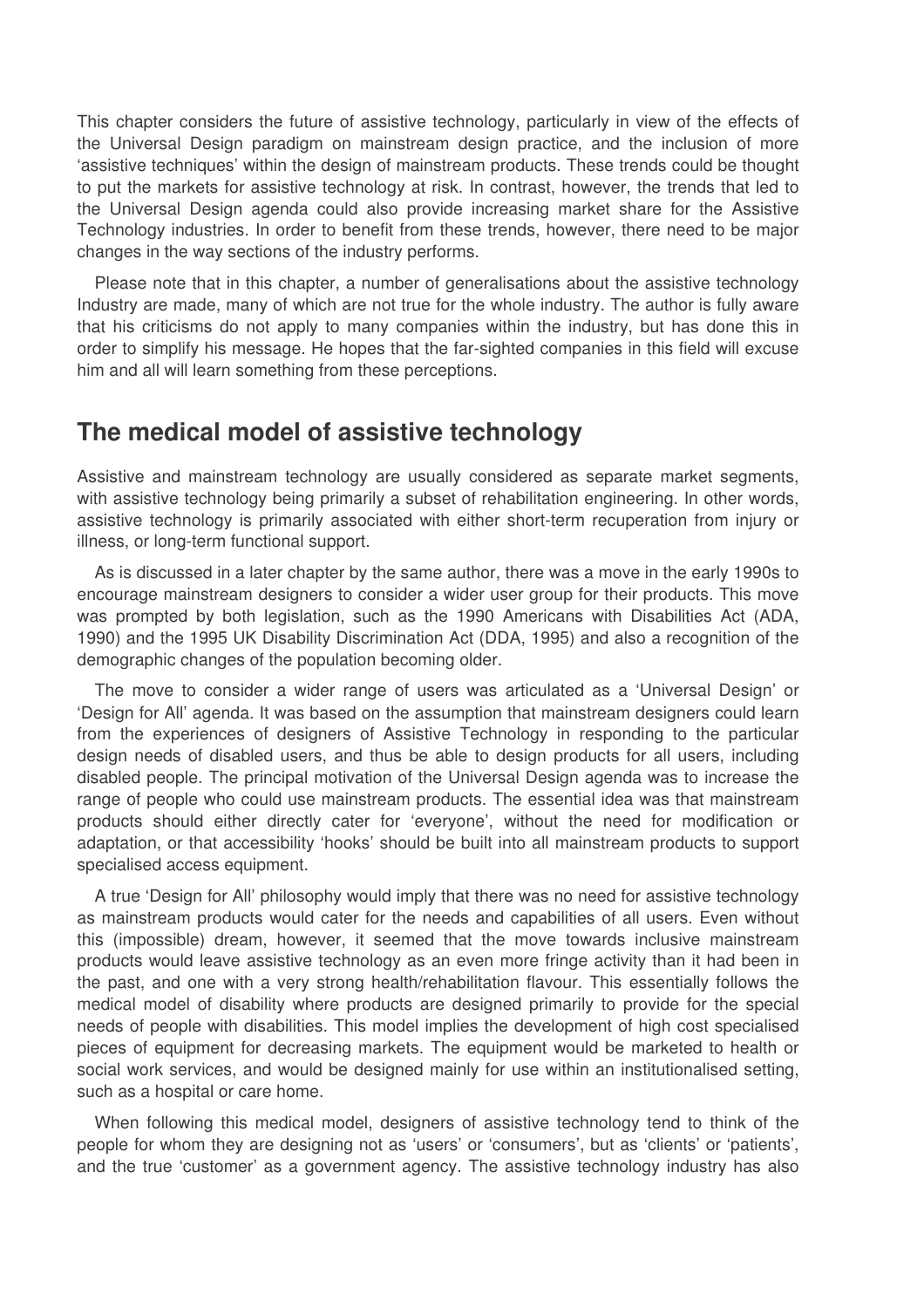This chapter considers the future of assistive technology, particularly in view of the effects of the Universal Design paradigm on mainstream design practice, and the inclusion of more 'assistive techniques' within the design of mainstream products. These trends could be thought to put the markets for assistive technology at risk. In contrast, however, the trends that led to the Universal Design agenda could also provide increasing market share for the Assistive Technology industries. In order to benefit from these trends, however, there need to be major changes in the way sections of the industry performs.

Please note that in this chapter, a number of generalisations about the assistive technology Industry are made, many of which are not true for the whole industry. The author is fully aware that his criticisms do not apply to many companies within the industry, but has done this in order to simplify his message. He hopes that the far-sighted companies in this field will excuse him and all will learn something from these perceptions.

## The medical model of assistive technology

Assistive and mainstream technology are usually considered as separate market segments, with assistive technology being primarily a subset of rehabilitation engineering. In other words, assistive technology is primarily associated with either short-term recuperation from injury or illness, or long-term functional support.

As is discussed in a later chapter by the same author, there was a move in the early 1990s to encourage mainstream designers to consider a wider user group for their products. This move was prompted by both legislation, such as the 1990 Americans with Disabilities Act (ADA, 1990) and the 1995 UK Disability Discrimination Act (DDA, 1995) and also a recognition of the demographic changes of the population becoming older.

The move to consider a wider range of users was articulated as a 'Universal Design' or 'Design for All' agenda. It was based on the assumption that mainstream designers could learn from the experiences of designers of Assistive Technology in responding to the particular design needs of disabled users, and thus be able to design products for all users, including disabled people. The principal motivation of the Universal Design agenda was to increase the range of people who could use mainstream products. The essential idea was that mainstream products should either directly cater for 'everyone', without the need for modification or adaptation, or that accessibility 'hooks' should be built into all mainstream products to support specialised access equipment.

A true 'Design for All' philosophy would imply that there was no need for assistive technology as mainstream products would cater for the needs and capabilities of all users. Even without this (impossible) dream, however, it seemed that the move towards inclusive mainstream products would leave assistive technology as an even more fringe activity than it had been in the past, and one with a very strong health/rehabilitation flavour. This essentially follows the medical model of disability where products are designed primarily to provide for the special needs of people with disabilities. This model implies the development of high cost specialised pieces of equipment for decreasing markets. The equipment would be marketed to health or social work services, and would be designed mainly for use within an institutionalised setting, such as a hospital or care home.

When following this medical model, designers of assistive technology tend to think of the people for whom they are designing not as 'users' or 'consumers', but as 'clients' or 'patients', and the true 'customer' as a government agency. The assistive technology industry has also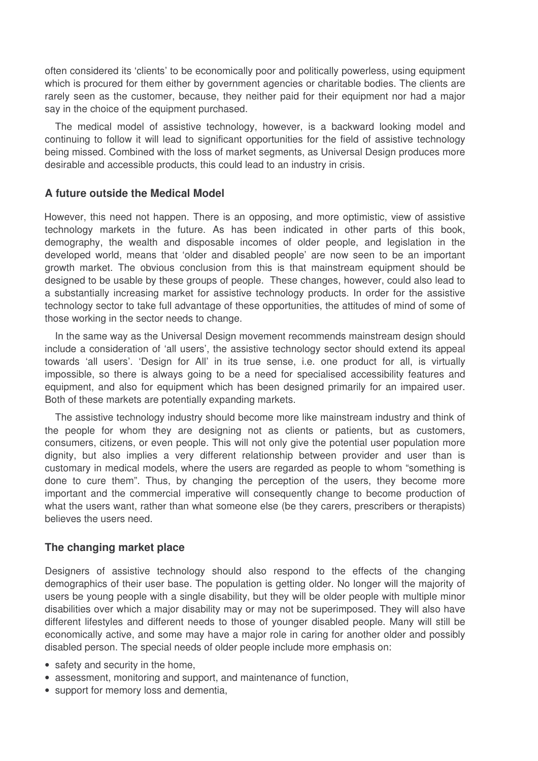often considered its 'clients' to be economically poor and politically powerless, using equipment which is procured for them either by government agencies or charitable bodies. The clients are rarely seen as the customer, because, they neither paid for their equipment nor had a major say in the choice of the equipment purchased.

The medical model of assistive technology, however, is a backward looking model and continuing to follow it will lead to significant opportunities for the field of assistive technology being missed. Combined with the loss of market segments, as Universal Design produces more desirable and accessible products, this could lead to an industry in crisis.

### A future outside the Medical Model

However, this need not happen. There is an opposing, and more optimistic, view of assistive technology markets in the future. As has been indicated in other parts of this book, demography, the wealth and disposable incomes of older people, and legislation in the developed world, means that 'older and disabled people' are now seen to be an important growth market. The obvious conclusion from this is that mainstream equipment should be designed to be usable by these groups of people. These changes, however, could also lead to a substantially increasing market for assistive technology products. In order for the assistive technology sector to take full advantage of these opportunities, the attitudes of mind of some of those working in the sector needs to change.

In the same way as the Universal Design movement recommends mainstream design should include a consideration of 'all users', the assistive technology sector should extend its appeal towards 'all users'. 'Design for All' in its true sense, i.e. one product for all, is virtually impossible, so there is always going to be a need for specialised accessibility features and equipment, and also for equipment which has been designed primarily for an impaired user. Both of these markets are potentially expanding markets.

The assistive technology industry should become more like mainstream industry and think of the people for whom they are designing not as clients or patients, but as customers, consumers, citizens, or even people. This will not only give the potential user population more dignity, but also implies a very different relationship between provider and user than is customary in medical models, where the users are regarded as people to whom "something is done to cure them". Thus, by changing the perception of the users, they become more important and the commercial imperative will consequently change to become production of what the users want, rather than what someone else (be they carers, prescribers or therapists) believes the users need.

### The changing market place

Designers of assistive technology should also respond to the effects of the changing demographics of their user base. The population is getting older. No longer will the majority of users be young people with a single disability, but they will be older people with multiple minor disabilities over which a major disability may or may not be superimposed. They will also have different lifestyles and different needs to those of younger disabled people. Many will still be economically active, and some may have a major role in caring for another older and possibly disabled person. The special needs of older people include more emphasis on:

- safety and security in the home,
- assessment, monitoring and support, and maintenance of function,
- support for memory loss and dementia,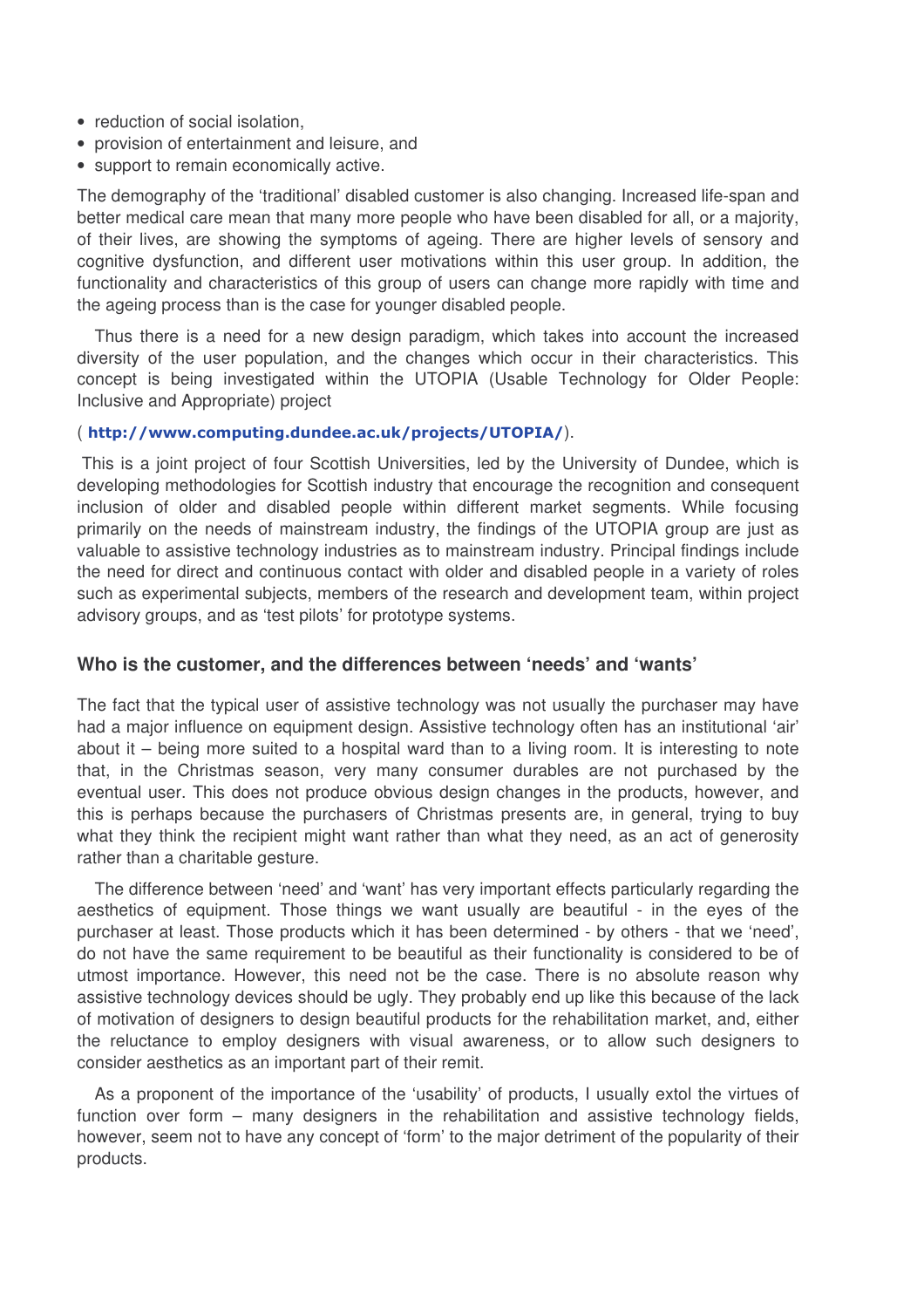- reduction of social isolation,
- provision of entertainment and leisure, and
- support to remain economically active.

The demography of the 'traditional' disabled customer is also changing. Increased life-span and better medical care mean that many more people who have been disabled for all, or a majority, of their lives, are showing the symptoms of ageing. There are higher levels of sensory and cognitive dysfunction, and different user motivations within this user group. In addition, the functionality and characteristics of this group of users can change more rapidly with time and the ageing process than is the case for younger disabled people.

Thus there is a need for a new design paradigm, which takes into account the increased diversity of the user population, and the changes which occur in their characteristics. This concept is being investigated within the UTOPIA (Usable Technology for Older People: Inclusive and Appropriate) project

( **http://www.computing.dundee.ac.uk/projects/UTOPIA/**).

This is a joint project of four Scottish Universities, led by the University of Dundee, which is developing methodologies for Scottish industry that encourage the recognition and consequent inclusion of older and disabled people within different market segments. While focusing primarily on the needs of mainstream industry, the findings of the UTOPIA group are just as valuable to assistive technology industries as to mainstream industry. Principal findings include the need for direct and continuous contact with older and disabled people in a variety of roles such as experimental subjects, members of the research and development team, within project advisory groups, and as 'test pilots' for prototype systems.

### Who is the customer, and the differences between 'needs' and 'wants'

The fact that the typical user of assistive technology was not usually the purchaser may have had a major influence on equipment design. Assistive technology often has an institutional 'air' about it – being more suited to a hospital ward than to a living room. It is interesting to note that, in the Christmas season, very many consumer durables are not purchased by the eventual user. This does not produce obvious design changes in the products, however, and this is perhaps because the purchasers of Christmas presents are, in general, trying to buy what they think the recipient might want rather than what they need, as an act of generosity rather than a charitable gesture.

The difference between 'need' and 'want' has very important effects particularly regarding the aesthetics of equipment. Those things we want usually are beautiful - in the eyes of the purchaser at least. Those products which it has been determined - by others - that we 'need', do not have the same requirement to be beautiful as their functionality is considered to be of utmost importance. However, this need not be the case. There is no absolute reason why assistive technology devices should be ugly. They probably end up like this because of the lack of motivation of designers to design beautiful products for the rehabilitation market, and, either the reluctance to employ designers with visual awareness, or to allow such designers to consider aesthetics as an important part of their remit.

As a proponent of the importance of the 'usability' of products, I usually extol the virtues of function over form – many designers in the rehabilitation and assistive technology fields, however, seem not to have any concept of 'form' to the major detriment of the popularity of their products.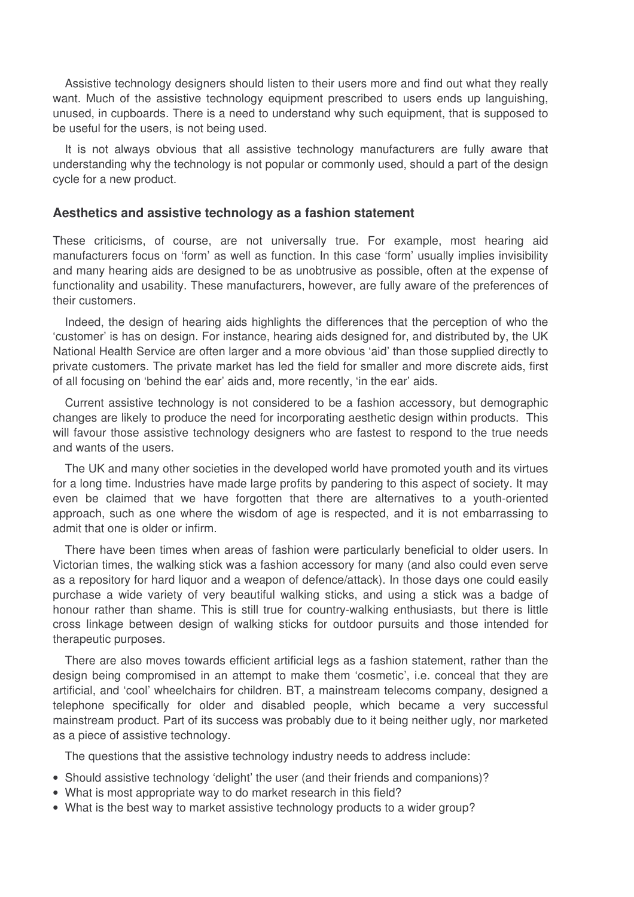Assistive technology designers should listen to their users more and find out what they really want. Much of the assistive technology equipment prescribed to users ends up languishing, unused, in cupboards. There is a need to understand why such equipment, that is supposed to be useful for the users, is not being used.

It is not always obvious that all assistive technology manufacturers are fully aware that understanding why the technology is not popular or commonly used, should a part of the design cycle for a new product.

## Aesthetics and assistive technology as a fashion statement

These criticisms, of course, are not universally true. For example, most hearing aid manufacturers focus on 'form' as well as function. In this case 'form' usually implies invisibility and many hearing aids are designed to be as unobtrusive as possible, often at the expense of functionality and usability. These manufacturers, however, are fully aware of the preferences of their customers.

Indeed, the design of hearing aids highlights the differences that the perception of who the 'customer' is has on design. For instance, hearing aids designed for, and distributed by, the UK National Health Service are often larger and a more obvious 'aid' than those supplied directly to private customers. The private market has led the field for smaller and more discrete aids, first of all focusing on 'behind the ear' aids and, more recently, 'in the ear' aids.

Current assistive technology is not considered to be a fashion accessory, but demographic changes are likely to produce the need for incorporating aesthetic design within products. This will favour those assistive technology designers who are fastest to respond to the true needs and wants of the users.

The UK and many other societies in the developed world have promoted youth and its virtues for a long time. Industries have made large profits by pandering to this aspect of society. It may even be claimed that we have forgotten that there are alternatives to a youth-oriented approach, such as one where the wisdom of age is respected, and it is not embarrassing to admit that one is older or infirm.

There have been times when areas of fashion were particularly beneficial to older users. In Victorian times, the walking stick was a fashion accessory for many (and also could even serve as a repository for hard liquor and a weapon of defence/attack). In those days one could easily purchase a wide variety of very beautiful walking sticks, and using a stick was a badge of honour rather than shame. This is still true for country-walking enthusiasts, but there is little cross linkage between design of walking sticks for outdoor pursuits and those intended for therapeutic purposes.

There are also moves towards efficient artificial legs as a fashion statement, rather than the design being compromised in an attempt to make them 'cosmetic', i.e. conceal that they are artificial, and 'cool' wheelchairs for children. BT, a mainstream telecoms company, designed a telephone specifically for older and disabled people, which became a very successful mainstream product. Part of its success was probably due to it being neither ugly, nor marketed as a piece of assistive technology.

The questions that the assistive technology industry needs to address include:

- Should assistive technology 'delight' the user (and their friends and companions)?
- What is most appropriate way to do market research in this field?
- What is the best way to market assistive technology products to a wider group?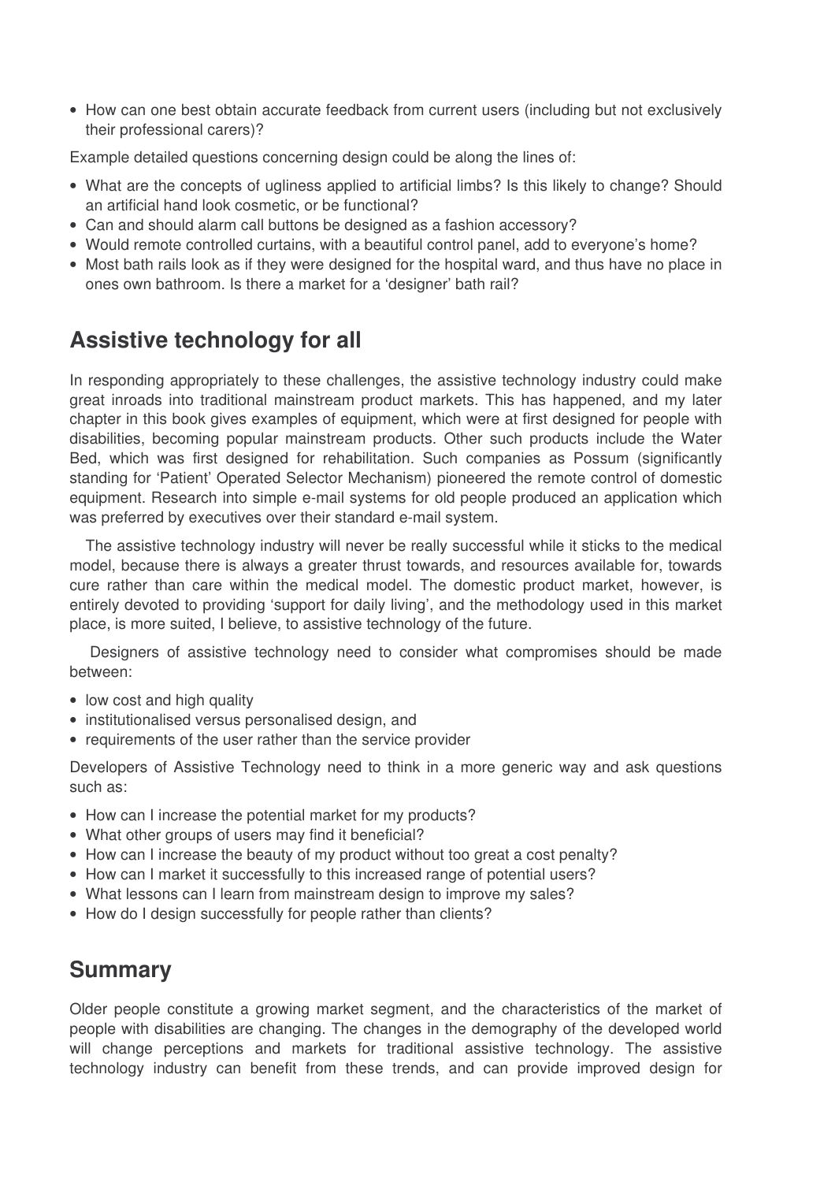- How can one best obtain accurate feedback from current users (including but not exclusively their professional carers)?

Example detailed questions concerning design could be along the lines of:

- What are the concepts of ugliness applied to artificial limbs? Is this likely to change? Should an artificial hand look cosmetic, or be functional?
- Can and should alarm call buttons be designed as a fashion accessory?
- Would remote controlled curtains, with a beautiful control panel, add to everyone's home?
- Most bath rails look as if they were designed for the hospital ward, and thus have no place in ones own bathroom. Is there a market for a 'designer' bath rail?

## Assistive technology for all

In responding appropriately to these challenges, the assistive technology industry could make great inroads into traditional mainstream product markets. This has happened, and my later chapter in this book gives examples of equipment, which were at first designed for people with disabilities, becoming popular mainstream products. Other such products include the Water Bed, which was first designed for rehabilitation. Such companies as Possum (significantly standing for 'Patient' Operated Selector Mechanism) pioneered the remote control of domestic equipment. Research into simple e-mail systems for old people produced an application which was preferred by executives over their standard e-mail system.

The assistive technology industry will never be really successful while it sticks to the medical model, because there is always a greater thrust towards, and resources available for, towards cure rather than care within the medical model. The domestic product market, however, is entirely devoted to providing 'support for daily living', and the methodology used in this market place, is more suited, I believe, to assistive technology of the future.

Designers of assistive technology need to consider what compromises should be made between:

- low cost and high quality
- institutionalised versus personalised design, and
- requirements of the user rather than the service provider

Developers of Assistive Technology need to think in a more generic way and ask questions such as:

- How can I increase the potential market for my products?
- What other groups of users may find it beneficial?
- How can I increase the beauty of my product without too great a cost penalty?
- How can I market it successfully to this increased range of potential users?
- What lessons can I learn from mainstream design to improve my sales?
- How do I design successfully for people rather than clients?

## Summary

Older people constitute a growing market segment, and the characteristics of the market of people with disabilities are changing. The changes in the demography of the developed world will change perceptions and markets for traditional assistive technology. The assistive technology industry can benefit from these trends, and can provide improved design for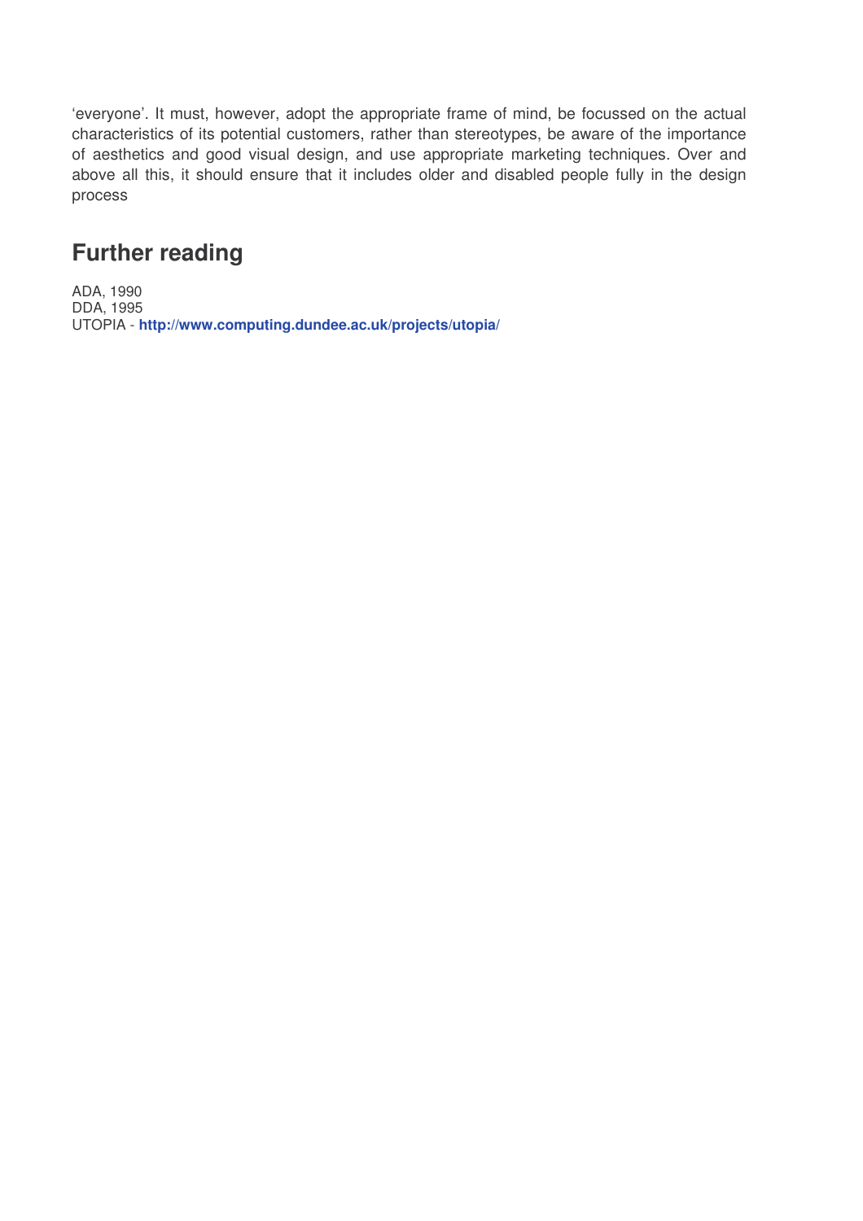'everyone'. It must, however, adopt the appropriate frame of mind, be focussed on the actual characteristics of its potential customers, rather than stereotypes, be aware of the importance of aesthetics and good visual design, and use appropriate marketing techniques. Over and above all this, it should ensure that it includes older and disabled people fully in the design process

## Further reading

ADA, 1990
DDA, 1995
UTOPIA - **http://www.computing.dundee.ac.uk/projects/utopia/**